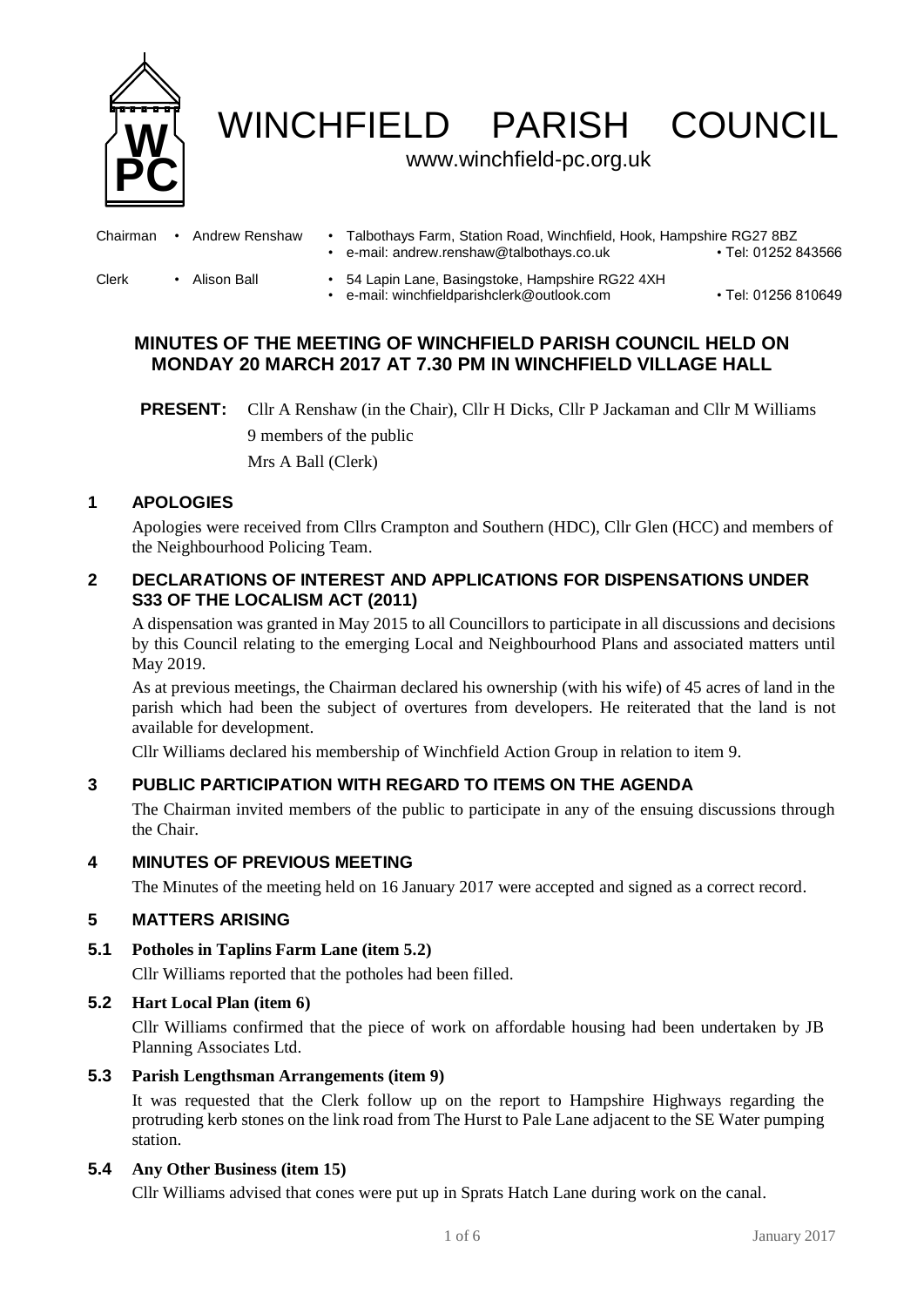# WINCHFIELD PARISH COUNCIL

www.winchfield-pc.org.uk

Chairman • Andrew Renshaw • Talbothays Farm, Station Road, Winchfield, Hook, Hampshire RG27 8BZ
• e-mail: andrew.renshaw@talbothays.co.uk • Tel: 01252 843566

Clerk • Alison Ball • 54 Lapin Lane, Basingstoke, Hampshire RG22 4XH
• e-mail: winchfieldparishclerk@outlook.com • Tel: 01256 810649

## MINUTES OF THE MEETING OF WINCHFIELD PARISH COUNCIL HELD ON MONDAY 20 MARCH 2017 AT 7.30 PM IN WINCHFIELD VILLAGE HALL

**PRESENT:** Cllr A Renshaw (in the Chair), Cllr H Dicks, Cllr P Jackaman and Cllr M Williams
9 members of the public
Mrs A Ball (Clerk)

### 1 APOLOGIES

Apologies were received from Cllrs Crampton and Southern (HDC), Cllr Glen (HCC) and members of the Neighbourhood Policing Team.

### 2 DECLARATIONS OF INTEREST AND APPLICATIONS FOR DISPENSATIONS UNDER S33 OF THE LOCALISM ACT (2011)

A dispensation was granted in May 2015 to all Councillors to participate in all discussions and decisions by this Council relating to the emerging Local and Neighbourhood Plans and associated matters until May 2019.

As at previous meetings, the Chairman declared his ownership (with his wife) of 45 acres of land in the parish which had been the subject of overtures from developers. He reiterated that the land is not available for development.

Cllr Williams declared his membership of Winchfield Action Group in relation to item 9.

### 3 PUBLIC PARTICIPATION WITH REGARD TO ITEMS ON THE AGENDA

The Chairman invited members of the public to participate in any of the ensuing discussions through the Chair.

### 4 MINUTES OF PREVIOUS MEETING

The Minutes of the meeting held on 16 January 2017 were accepted and signed as a correct record.

### 5 MATTERS ARISING

#### 5.1 Potholes in Taplins Farm Lane (item 5.2)

Cllr Williams reported that the potholes had been filled.

#### 5.2 Hart Local Plan (item 6)

Cllr Williams confirmed that the piece of work on affordable housing had been undertaken by JB Planning Associates Ltd.

#### 5.3 Parish Lengthsman Arrangements (item 9)

It was requested that the Clerk follow up on the report to Hampshire Highways regarding the protruding kerb stones on the link road from The Hurst to Pale Lane adjacent to the SE Water pumping station.

#### 5.4 Any Other Business (item 15)

Cllr Williams advised that cones were put up in Sprats Hatch Lane during work on the canal.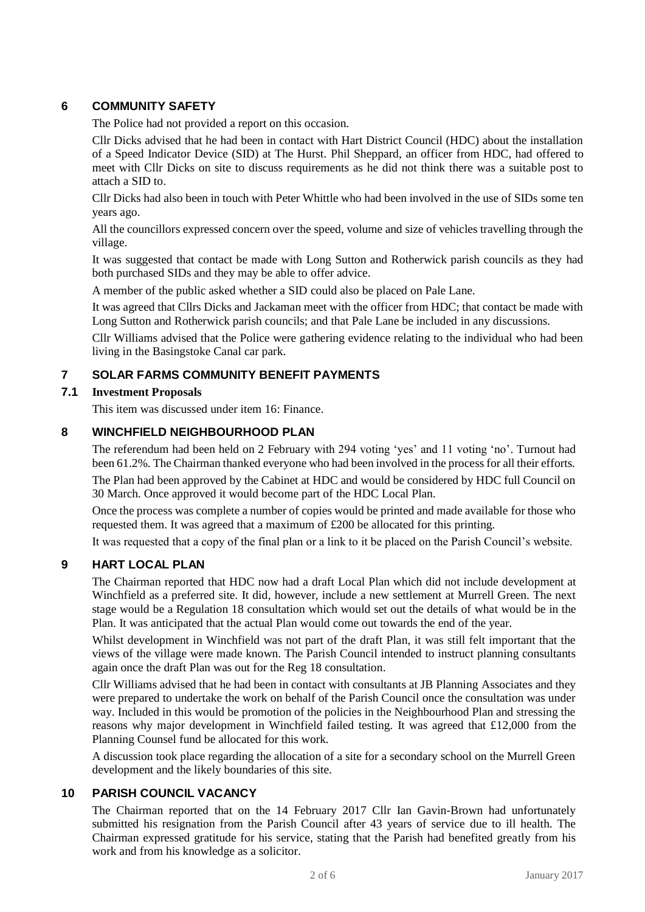## 6 COMMUNITY SAFETY

The Police had not provided a report on this occasion.

Cllr Dicks advised that he had been in contact with Hart District Council (HDC) about the installation of a Speed Indicator Device (SID) at The Hurst. Phil Sheppard, an officer from HDC, had offered to meet with Cllr Dicks on site to discuss requirements as he did not think there was a suitable post to attach a SID to.

Cllr Dicks had also been in touch with Peter Whittle who had been involved in the use of SIDs some ten years ago.

All the councillors expressed concern over the speed, volume and size of vehicles travelling through the village.

It was suggested that contact be made with Long Sutton and Rotherwick parish councils as they had both purchased SIDs and they may be able to offer advice.

A member of the public asked whether a SID could also be placed on Pale Lane.

It was agreed that Cllrs Dicks and Jackaman meet with the officer from HDC; that contact be made with Long Sutton and Rotherwick parish councils; and that Pale Lane be included in any discussions.

Cllr Williams advised that the Police were gathering evidence relating to the individual who had been living in the Basingstoke Canal car park.

## 7 SOLAR FARMS COMMUNITY BENEFIT PAYMENTS

### 7.1 Investment Proposals

This item was discussed under item 16: Finance.

## 8 WINCHFIELD NEIGHBOURHOOD PLAN

The referendum had been held on 2 February with 294 voting 'yes' and 11 voting 'no'. Turnout had been 61.2%. The Chairman thanked everyone who had been involved in the process for all their efforts.

The Plan had been approved by the Cabinet at HDC and would be considered by HDC full Council on 30 March. Once approved it would become part of the HDC Local Plan.

Once the process was complete a number of copies would be printed and made available for those who requested them. It was agreed that a maximum of £200 be allocated for this printing.

It was requested that a copy of the final plan or a link to it be placed on the Parish Council's website.

## 9 HART LOCAL PLAN

The Chairman reported that HDC now had a draft Local Plan which did not include development at Winchfield as a preferred site. It did, however, include a new settlement at Murrell Green. The next stage would be a Regulation 18 consultation which would set out the details of what would be in the Plan. It was anticipated that the actual Plan would come out towards the end of the year.

Whilst development in Winchfield was not part of the draft Plan, it was still felt important that the views of the village were made known. The Parish Council intended to instruct planning consultants again once the draft Plan was out for the Reg 18 consultation.

Cllr Williams advised that he had been in contact with consultants at JB Planning Associates and they were prepared to undertake the work on behalf of the Parish Council once the consultation was under way. Included in this would be promotion of the policies in the Neighbourhood Plan and stressing the reasons why major development in Winchfield failed testing. It was agreed that £12,000 from the Planning Counsel fund be allocated for this work.

A discussion took place regarding the allocation of a site for a secondary school on the Murrell Green development and the likely boundaries of this site.

## 10 PARISH COUNCIL VACANCY

The Chairman reported that on the 14 February 2017 Cllr Ian Gavin-Brown had unfortunately submitted his resignation from the Parish Council after 43 years of service due to ill health. The Chairman expressed gratitude for his service, stating that the Parish had benefited greatly from his work and from his knowledge as a solicitor.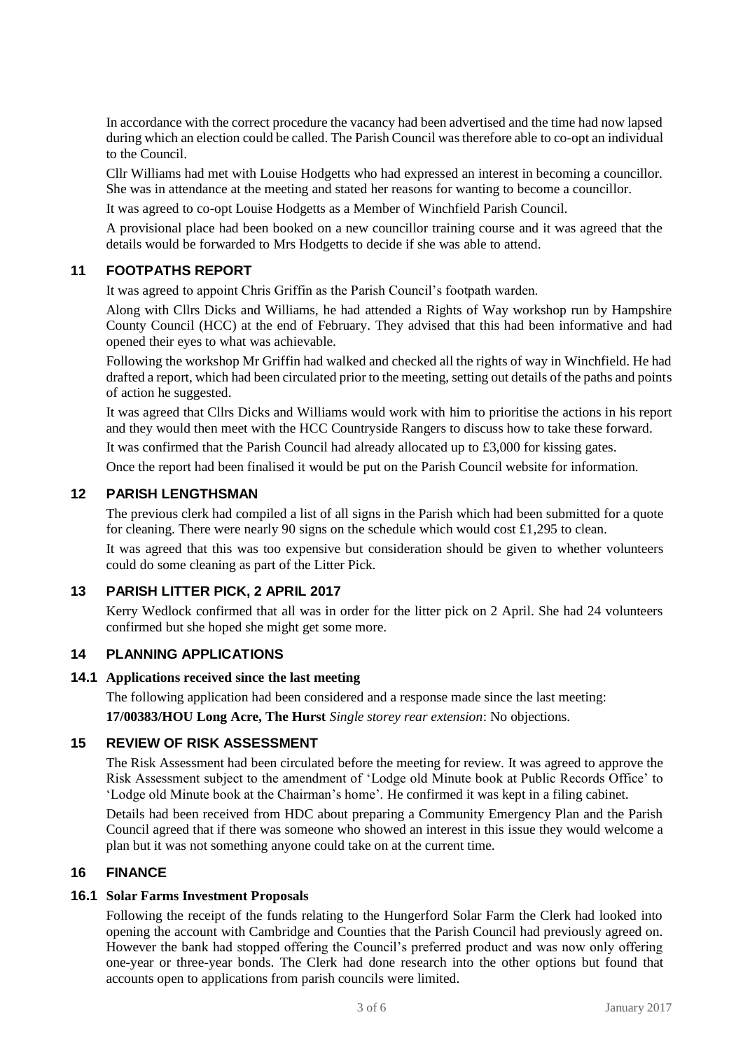In accordance with the correct procedure the vacancy had been advertised and the time had now lapsed during which an election could be called. The Parish Council was therefore able to co-opt an individual to the Council.

Cllr Williams had met with Louise Hodgetts who had expressed an interest in becoming a councillor. She was in attendance at the meeting and stated her reasons for wanting to become a councillor.

It was agreed to co-opt Louise Hodgetts as a Member of Winchfield Parish Council.

A provisional place had been booked on a new councillor training course and it was agreed that the details would be forwarded to Mrs Hodgetts to decide if she was able to attend.

## 11 FOOTPATHS REPORT

It was agreed to appoint Chris Griffin as the Parish Council's footpath warden.

Along with Cllrs Dicks and Williams, he had attended a Rights of Way workshop run by Hampshire County Council (HCC) at the end of February. They advised that this had been informative and had opened their eyes to what was achievable.

Following the workshop Mr Griffin had walked and checked all the rights of way in Winchfield. He had drafted a report, which had been circulated prior to the meeting, setting out details of the paths and points of action he suggested.

It was agreed that Cllrs Dicks and Williams would work with him to prioritise the actions in his report and they would then meet with the HCC Countryside Rangers to discuss how to take these forward.

It was confirmed that the Parish Council had already allocated up to £3,000 for kissing gates.

Once the report had been finalised it would be put on the Parish Council website for information.

## 12 PARISH LENGTHSMAN

The previous clerk had compiled a list of all signs in the Parish which had been submitted for a quote for cleaning. There were nearly 90 signs on the schedule which would cost £1,295 to clean.

It was agreed that this was too expensive but consideration should be given to whether volunteers could do some cleaning as part of the Litter Pick.

## 13 PARISH LITTER PICK, 2 APRIL 2017

Kerry Wedlock confirmed that all was in order for the litter pick on 2 April. She had 24 volunteers confirmed but she hoped she might get some more.

## 14 PLANNING APPLICATIONS

### 14.1 Applications received since the last meeting

The following application had been considered and a response made since the last meeting:

**17/00383/HOU Long Acre, The Hurst** *Single storey rear extension*: No objections.

## 15 REVIEW OF RISK ASSESSMENT

The Risk Assessment had been circulated before the meeting for review. It was agreed to approve the Risk Assessment subject to the amendment of 'Lodge old Minute book at Public Records Office' to 'Lodge old Minute book at the Chairman's home'. He confirmed it was kept in a filing cabinet.

Details had been received from HDC about preparing a Community Emergency Plan and the Parish Council agreed that if there was someone who showed an interest in this issue they would welcome a plan but it was not something anyone could take on at the current time.

## 16 FINANCE

### 16.1 Solar Farms Investment Proposals

Following the receipt of the funds relating to the Hungerford Solar Farm the Clerk had looked into opening the account with Cambridge and Counties that the Parish Council had previously agreed on. However the bank had stopped offering the Council's preferred product and was now only offering one-year or three-year bonds. The Clerk had done research into the other options but found that accounts open to applications from parish councils were limited.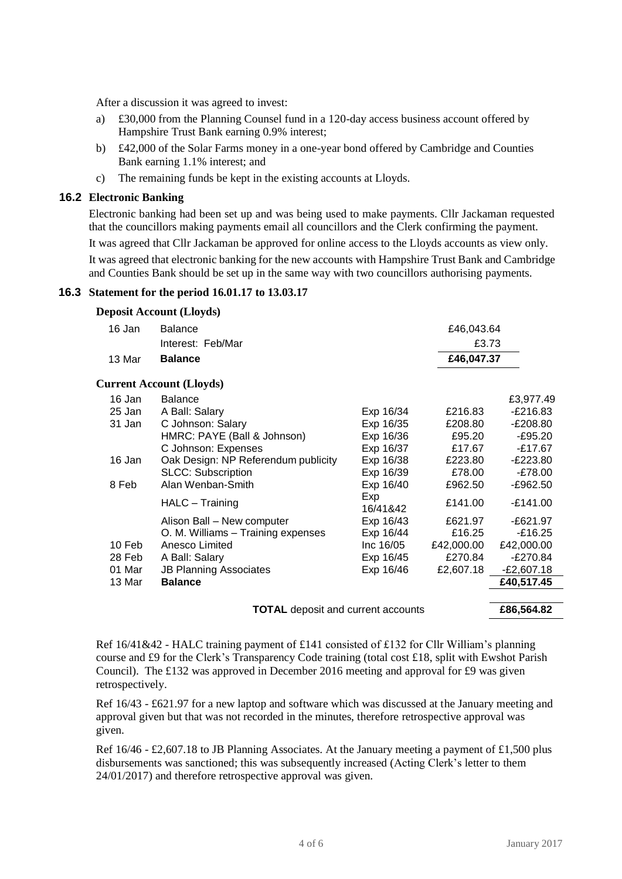After a discussion it was agreed to invest:

a) £30,000 from the Planning Counsel fund in a 120-day access business account offered by Hampshire Trust Bank earning 0.9% interest;

b) £42,000 of the Solar Farms money in a one-year bond offered by Cambridge and Counties Bank earning 1.1% interest; and

c) The remaining funds be kept in the existing accounts at Lloyds.

### 16.2 Electronic Banking

Electronic banking had been set up and was being used to make payments. Cllr Jackaman requested that the councillors making payments email all councillors and the Clerk confirming the payment.

It was agreed that Cllr Jackaman be approved for online access to the Lloyds accounts as view only.

It was agreed that electronic banking for the new accounts with Hampshire Trust Bank and Cambridge and Counties Bank should be set up in the same way with two councillors authorising payments.

### 16.3 Statement for the period 16.01.17 to 13.03.17

**Deposit Account (Lloyds)**

| Date | Item | Amount |
|---|---|---|
| 16 Jan | Balance | £46,043.64 |
| | Interest: Feb/Mar | £3.73 |
| 13 Mar | **Balance** | **£46,047.37** |

**Current Account (Lloyds)**

| Date | Item | Ref | Amount | Balance |
|---|---|---|---|---|
| 16 Jan | Balance | | | £3,977.49 |
| 25 Jan | A Ball: Salary | Exp 16/34 | £216.83 | -£216.83 |
| 31 Jan | C Johnson: Salary | Exp 16/35 | £208.80 | -£208.80 |
| | HMRC: PAYE (Ball & Johnson) | Exp 16/36 | £95.20 | -£95.20 |
| | C Johnson: Expenses | Exp 16/37 | £17.67 | -£17.67 |
| 16 Jan | Oak Design: NP Referendum publicity | Exp 16/38 | £223.80 | -£223.80 |
| | SLCC: Subscription | Exp 16/39 | £78.00 | -£78.00 |
| 8 Feb | Alan Wenban-Smith | Exp 16/40 | £962.50 | -£962.50 |
| | HALC – Training | Exp 16/41&42 | £141.00 | -£141.00 |
| | Alison Ball – New computer | Exp 16/43 | £621.97 | -£621.97 |
| | O. M. Williams – Training expenses | Exp 16/44 | £16.25 | -£16.25 |
| 10 Feb | Anesco Limited | Inc 16/05 | £42,000.00 | £42,000.00 |
| 28 Feb | A Ball: Salary | Exp 16/45 | £270.84 | -£270.84 |
| 01 Mar | JB Planning Associates | Exp 16/46 | £2,607.18 | -£2,607.18 |
| 13 Mar | **Balance** | | | **£40,517.45** |
| | **TOTAL** deposit and current accounts | | | **£86,564.82** |

Ref 16/41&42 - HALC training payment of £141 consisted of £132 for Cllr William's planning course and £9 for the Clerk's Transparency Code training (total cost £18, split with Ewshot Parish Council). The £132 was approved in December 2016 meeting and approval for £9 was given retrospectively.

Ref 16/43 - £621.97 for a new laptop and software which was discussed at the January meeting and approval given but that was not recorded in the minutes, therefore retrospective approval was given.

Ref 16/46 - £2,607.18 to JB Planning Associates. At the January meeting a payment of £1,500 plus disbursements was sanctioned; this was subsequently increased (Acting Clerk's letter to them 24/01/2017) and therefore retrospective approval was given.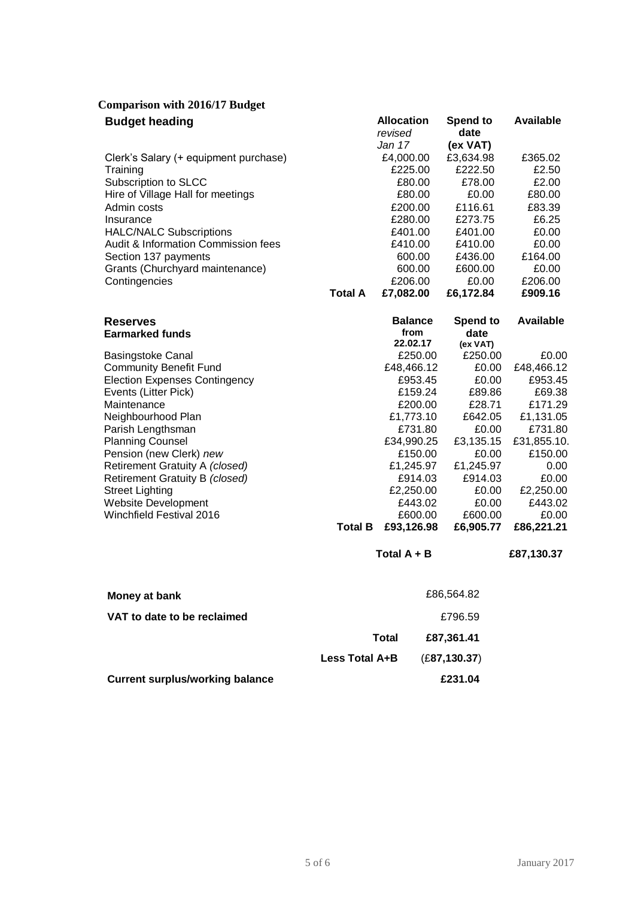## Comparison with 2016/17 Budget

| Budget heading | | Allocation *revised Jan 17* | Spend to date (ex VAT) | Available |
|---|---|---|---|---|
| Clerk's Salary (+ equipment purchase) | | £4,000.00 | £3,634.98 | £365.02 |
| Training | | £225.00 | £222.50 | £2.50 |
| Subscription to SLCC | | £80.00 | £78.00 | £2.00 |
| Hire of Village Hall for meetings | | £80.00 | £0.00 | £80.00 |
| Admin costs | | £200.00 | £116.61 | £83.39 |
| Insurance | | £280.00 | £273.75 | £6.25 |
| HALC/NALC Subscriptions | | £401.00 | £401.00 | £0.00 |
| Audit & Information Commission fees | | £410.00 | £410.00 | £0.00 |
| Section 137 payments | | 600.00 | £436.00 | £164.00 |
| Grants (Churchyard maintenance) | | 600.00 | £600.00 | £0.00 |
| Contingencies | | £206.00 | £0.00 | £206.00 |
| | **Total A** | **£7,082.00** | **£6,172.84** | **£909.16** |

| Reserves<br>Earmarked funds | | Balance from 22.02.17 | Spend to date (ex VAT) | Available |
|---|---|---|---|---|
| Basingstoke Canal | | £250.00 | £250.00 | £0.00 |
| Community Benefit Fund | | £48,466.12 | £0.00 | £48,466.12 |
| Election Expenses Contingency | | £953.45 | £0.00 | £953.45 |
| Events (Litter Pick) | | £159.24 | £89.86 | £69.38 |
| Maintenance | | £200.00 | £28.71 | £171.29 |
| Neighbourhood Plan | | £1,773.10 | £642.05 | £1,131.05 |
| Parish Lengthsman | | £731.80 | £0.00 | £731.80 |
| Planning Counsel | | £34,990.25 | £3,135.15 | £31,855.10. |
| Pension (new Clerk) *new* | | £150.00 | £0.00 | £150.00 |
| Retirement Gratuity A *(closed)* | | £1,245.97 | £1,245.97 | 0.00 |
| Retirement Gratuity B *(closed)* | | £914.03 | £914.03 | £0.00 |
| Street Lighting | | £2,250.00 | £0.00 | £2,250.00 |
| Website Development | | £443.02 | £0.00 | £443.02 |
| Winchfield Festival 2016 | | £600.00 | £600.00 | £0.00 |
| | **Total B** | **£93,126.98** | **£6,905.77** | **£86,221.21** |
| | | **Total A + B** | | **£87,130.37** |

| | | |
|---|---|---|
| **Money at bank** | | £86,564.82 |
| **VAT to date to be reclaimed** | | £796.59 |
| | **Total** | **£87,361.41** |
| | **Less Total A+B** | (**£87,130.37**) |
| **Current surplus/working balance** | | **£231.04** |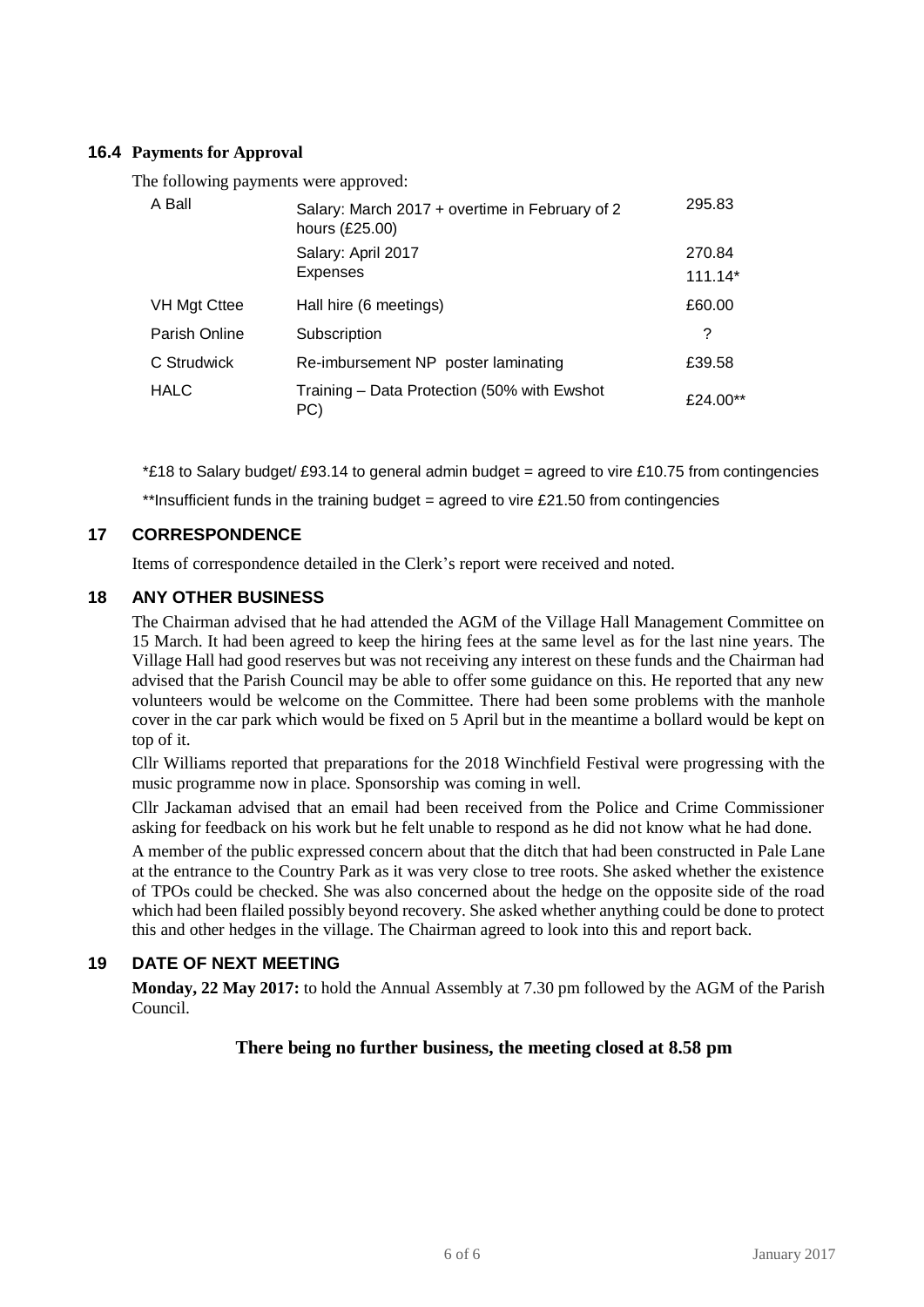### 16.4 Payments for Approval

The following payments were approved:

| | | |
|---|---|---|
| A Ball | Salary: March 2017 + overtime in February of 2 hours (£25.00) | 295.83 |
| | Salary: April 2017 | 270.84 |
| | Expenses | 111.14* |
| VH Mgt Cttee | Hall hire (6 meetings) | £60.00 |
| Parish Online | Subscription | ? |
| C Strudwick | Re-imbursement NP poster laminating | £39.58 |
| HALC | Training – Data Protection (50% with Ewshot PC) | £24.00** |

*£18 to Salary budget/ £93.14 to general admin budget = agreed to vire £10.75 from contingencies

**Insufficient funds in the training budget = agreed to vire £21.50 from contingencies

## 17 CORRESPONDENCE

Items of correspondence detailed in the Clerk's report were received and noted.

## 18 ANY OTHER BUSINESS

The Chairman advised that he had attended the AGM of the Village Hall Management Committee on 15 March. It had been agreed to keep the hiring fees at the same level as for the last nine years. The Village Hall had good reserves but was not receiving any interest on these funds and the Chairman had advised that the Parish Council may be able to offer some guidance on this. He reported that any new volunteers would be welcome on the Committee. There had been some problems with the manhole cover in the car park which would be fixed on 5 April but in the meantime a bollard would be kept on top of it.

Cllr Williams reported that preparations for the 2018 Winchfield Festival were progressing with the music programme now in place. Sponsorship was coming in well.

Cllr Jackaman advised that an email had been received from the Police and Crime Commissioner asking for feedback on his work but he felt unable to respond as he did not know what he had done.

A member of the public expressed concern about that the ditch that had been constructed in Pale Lane at the entrance to the Country Park as it was very close to tree roots. She asked whether the existence of TPOs could be checked. She was also concerned about the hedge on the opposite side of the road which had been flailed possibly beyond recovery. She asked whether anything could be done to protect this and other hedges in the village. The Chairman agreed to look into this and report back.

## 19 DATE OF NEXT MEETING

**Monday, 22 May 2017:** to hold the Annual Assembly at 7.30 pm followed by the AGM of the Parish Council.

**There being no further business, the meeting closed at 8.58 pm**